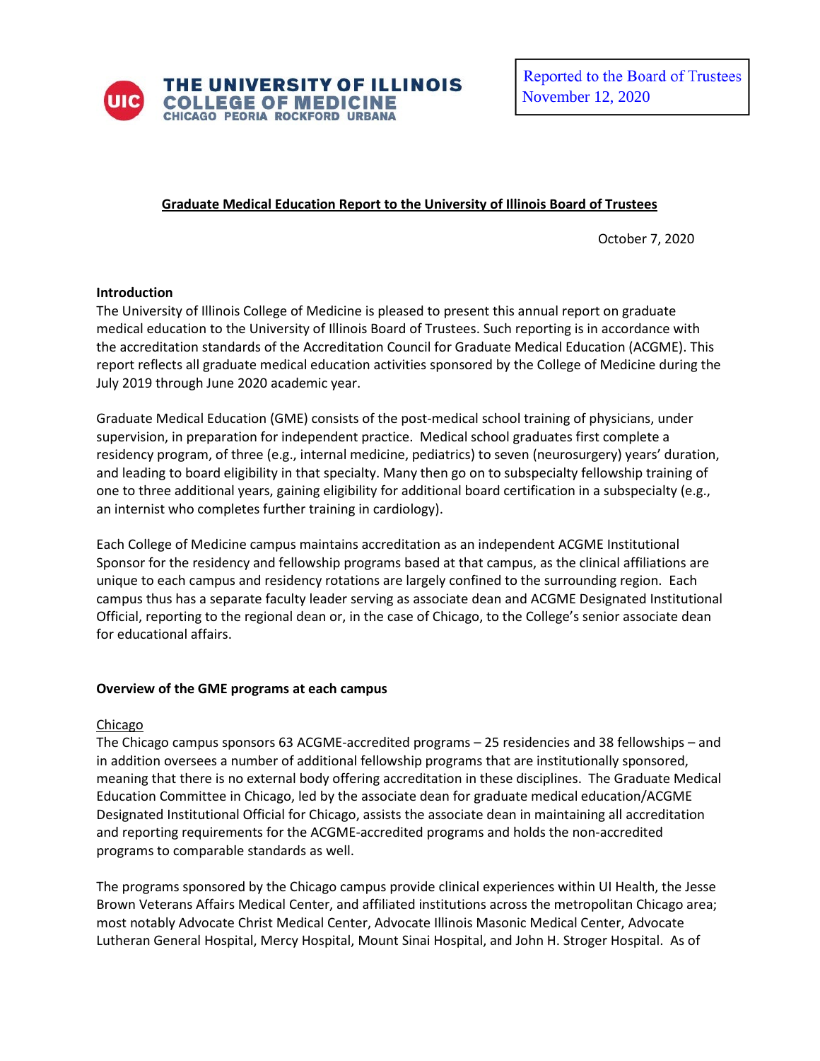THE UNIVERSITY OF ILLINOIS
COLLEGE OF MEDICINE
CHICAGO PEORIA ROCKFORD URBANA

Reported to the Board of Trustees
November 12, 2020

## Graduate Medical Education Report to the University of Illinois Board of Trustees

October 7, 2020

**Introduction**

The University of Illinois College of Medicine is pleased to present this annual report on graduate medical education to the University of Illinois Board of Trustees. Such reporting is in accordance with the accreditation standards of the Accreditation Council for Graduate Medical Education (ACGME). This report reflects all graduate medical education activities sponsored by the College of Medicine during the July 2019 through June 2020 academic year.

Graduate Medical Education (GME) consists of the post-medical school training of physicians, under supervision, in preparation for independent practice. Medical school graduates first complete a residency program, of three (e.g., internal medicine, pediatrics) to seven (neurosurgery) years' duration, and leading to board eligibility in that specialty. Many then go on to subspecialty fellowship training of one to three additional years, gaining eligibility for additional board certification in a subspecialty (e.g., an internist who completes further training in cardiology).

Each College of Medicine campus maintains accreditation as an independent ACGME Institutional Sponsor for the residency and fellowship programs based at that campus, as the clinical affiliations are unique to each campus and residency rotations are largely confined to the surrounding region. Each campus thus has a separate faculty leader serving as associate dean and ACGME Designated Institutional Official, reporting to the regional dean or, in the case of Chicago, to the College's senior associate dean for educational affairs.

**Overview of the GME programs at each campus**

Chicago

The Chicago campus sponsors 63 ACGME-accredited programs – 25 residencies and 38 fellowships – and in addition oversees a number of additional fellowship programs that are institutionally sponsored, meaning that there is no external body offering accreditation in these disciplines. The Graduate Medical Education Committee in Chicago, led by the associate dean for graduate medical education/ACGME Designated Institutional Official for Chicago, assists the associate dean in maintaining all accreditation and reporting requirements for the ACGME-accredited programs and holds the non-accredited programs to comparable standards as well.

The programs sponsored by the Chicago campus provide clinical experiences within UI Health, the Jesse Brown Veterans Affairs Medical Center, and affiliated institutions across the metropolitan Chicago area; most notably Advocate Christ Medical Center, Advocate Illinois Masonic Medical Center, Advocate Lutheran General Hospital, Mercy Hospital, Mount Sinai Hospital, and John H. Stroger Hospital. As of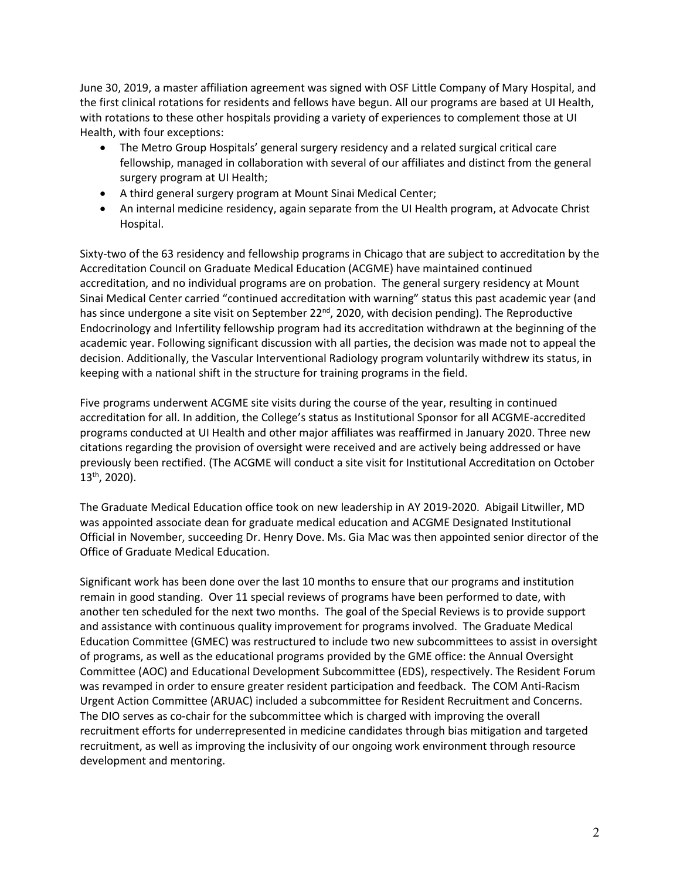June 30, 2019, a master affiliation agreement was signed with OSF Little Company of Mary Hospital, and the first clinical rotations for residents and fellows have begun. All our programs are based at UI Health, with rotations to these other hospitals providing a variety of experiences to complement those at UI Health, with four exceptions:

- The Metro Group Hospitals' general surgery residency and a related surgical critical care fellowship, managed in collaboration with several of our affiliates and distinct from the general surgery program at UI Health;
- A third general surgery program at Mount Sinai Medical Center;
- An internal medicine residency, again separate from the UI Health program, at Advocate Christ Hospital.

Sixty-two of the 63 residency and fellowship programs in Chicago that are subject to accreditation by the Accreditation Council on Graduate Medical Education (ACGME) have maintained continued accreditation, and no individual programs are on probation. The general surgery residency at Mount Sinai Medical Center carried "continued accreditation with warning" status this past academic year (and has since undergone a site visit on September 22nd, 2020, with decision pending). The Reproductive Endocrinology and Infertility fellowship program had its accreditation withdrawn at the beginning of the academic year. Following significant discussion with all parties, the decision was made not to appeal the decision. Additionally, the Vascular Interventional Radiology program voluntarily withdrew its status, in keeping with a national shift in the structure for training programs in the field.

Five programs underwent ACGME site visits during the course of the year, resulting in continued accreditation for all. In addition, the College's status as Institutional Sponsor for all ACGME-accredited programs conducted at UI Health and other major affiliates was reaffirmed in January 2020. Three new citations regarding the provision of oversight were received and are actively being addressed or have previously been rectified. (The ACGME will conduct a site visit for Institutional Accreditation on October 13th, 2020).

The Graduate Medical Education office took on new leadership in AY 2019-2020. Abigail Litwiller, MD was appointed associate dean for graduate medical education and ACGME Designated Institutional Official in November, succeeding Dr. Henry Dove. Ms. Gia Mac was then appointed senior director of the Office of Graduate Medical Education.

Significant work has been done over the last 10 months to ensure that our programs and institution remain in good standing. Over 11 special reviews of programs have been performed to date, with another ten scheduled for the next two months. The goal of the Special Reviews is to provide support and assistance with continuous quality improvement for programs involved. The Graduate Medical Education Committee (GMEC) was restructured to include two new subcommittees to assist in oversight of programs, as well as the educational programs provided by the GME office: the Annual Oversight Committee (AOC) and Educational Development Subcommittee (EDS), respectively. The Resident Forum was revamped in order to ensure greater resident participation and feedback. The COM Anti-Racism Urgent Action Committee (ARUAC) included a subcommittee for Resident Recruitment and Concerns. The DIO serves as co-chair for the subcommittee which is charged with improving the overall recruitment efforts for underrepresented in medicine candidates through bias mitigation and targeted recruitment, as well as improving the inclusivity of our ongoing work environment through resource development and mentoring.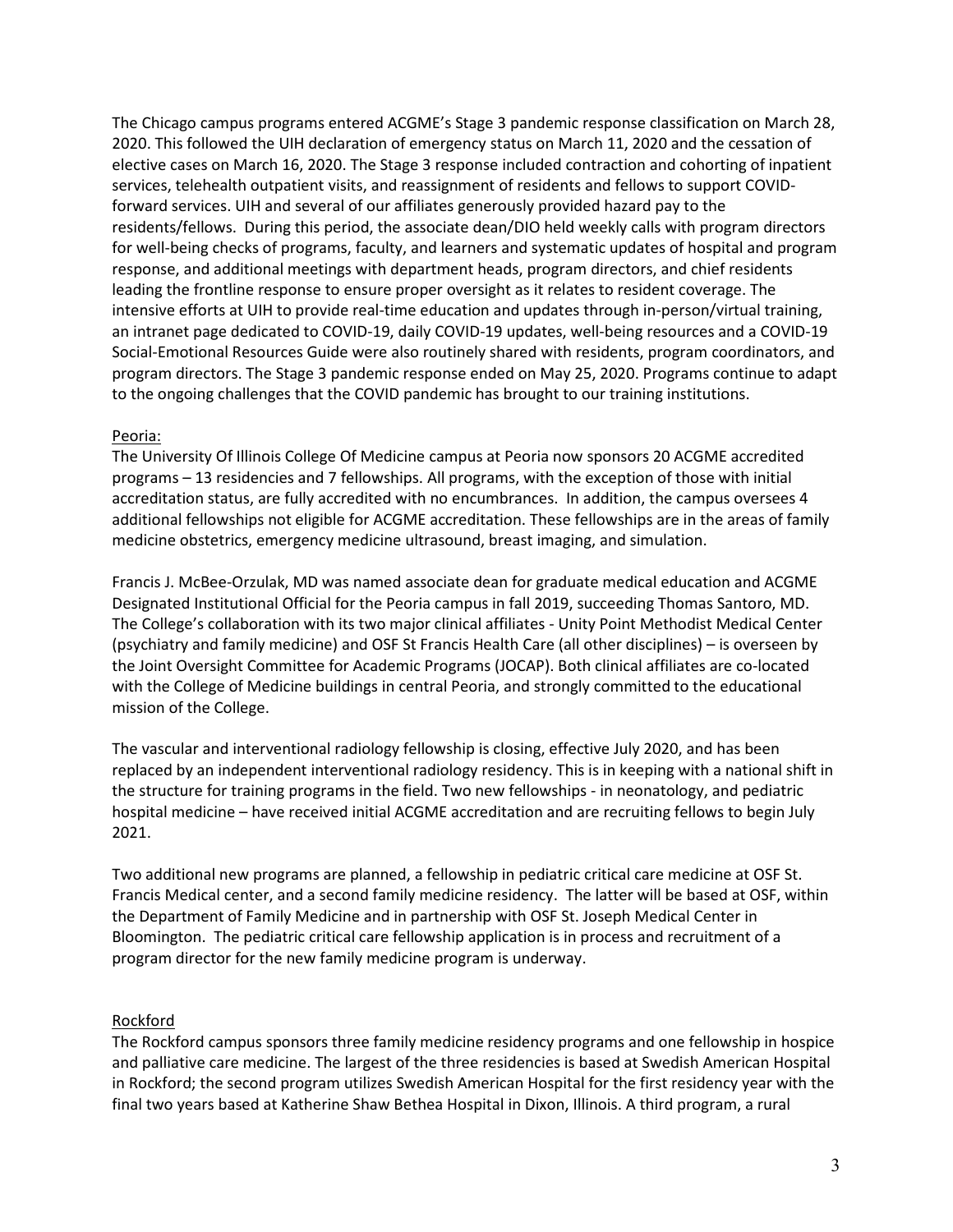The Chicago campus programs entered ACGME's Stage 3 pandemic response classification on March 28, 2020. This followed the UIH declaration of emergency status on March 11, 2020 and the cessation of elective cases on March 16, 2020. The Stage 3 response included contraction and cohorting of inpatient services, telehealth outpatient visits, and reassignment of residents and fellows to support COVID-forward services. UIH and several of our affiliates generously provided hazard pay to the residents/fellows. During this period, the associate dean/DIO held weekly calls with program directors for well-being checks of programs, faculty, and learners and systematic updates of hospital and program response, and additional meetings with department heads, program directors, and chief residents leading the frontline response to ensure proper oversight as it relates to resident coverage. The intensive efforts at UIH to provide real-time education and updates through in-person/virtual training, an intranet page dedicated to COVID-19, daily COVID-19 updates, well-being resources and a COVID-19 Social-Emotional Resources Guide were also routinely shared with residents, program coordinators, and program directors. The Stage 3 pandemic response ended on May 25, 2020. Programs continue to adapt to the ongoing challenges that the COVID pandemic has brought to our training institutions.

Peoria:

The University Of Illinois College Of Medicine campus at Peoria now sponsors 20 ACGME accredited programs – 13 residencies and 7 fellowships. All programs, with the exception of those with initial accreditation status, are fully accredited with no encumbrances. In addition, the campus oversees 4 additional fellowships not eligible for ACGME accreditation. These fellowships are in the areas of family medicine obstetrics, emergency medicine ultrasound, breast imaging, and simulation.

Francis J. McBee-Orzulak, MD was named associate dean for graduate medical education and ACGME Designated Institutional Official for the Peoria campus in fall 2019, succeeding Thomas Santoro, MD. The College's collaboration with its two major clinical affiliates - Unity Point Methodist Medical Center (psychiatry and family medicine) and OSF St Francis Health Care (all other disciplines) – is overseen by the Joint Oversight Committee for Academic Programs (JOCAP). Both clinical affiliates are co-located with the College of Medicine buildings in central Peoria, and strongly committed to the educational mission of the College.

The vascular and interventional radiology fellowship is closing, effective July 2020, and has been replaced by an independent interventional radiology residency. This is in keeping with a national shift in the structure for training programs in the field. Two new fellowships - in neonatology, and pediatric hospital medicine – have received initial ACGME accreditation and are recruiting fellows to begin July 2021.

Two additional new programs are planned, a fellowship in pediatric critical care medicine at OSF St. Francis Medical center, and a second family medicine residency. The latter will be based at OSF, within the Department of Family Medicine and in partnership with OSF St. Joseph Medical Center in Bloomington. The pediatric critical care fellowship application is in process and recruitment of a program director for the new family medicine program is underway.

Rockford

The Rockford campus sponsors three family medicine residency programs and one fellowship in hospice and palliative care medicine. The largest of the three residencies is based at Swedish American Hospital in Rockford; the second program utilizes Swedish American Hospital for the first residency year with the final two years based at Katherine Shaw Bethea Hospital in Dixon, Illinois. A third program, a rural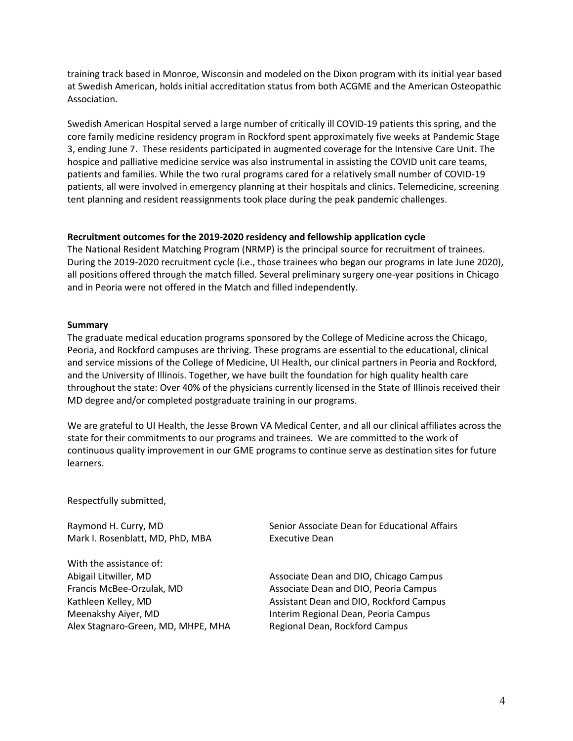training track based in Monroe, Wisconsin and modeled on the Dixon program with its initial year based at Swedish American, holds initial accreditation status from both ACGME and the American Osteopathic Association.

Swedish American Hospital served a large number of critically ill COVID-19 patients this spring, and the core family medicine residency program in Rockford spent approximately five weeks at Pandemic Stage 3, ending June 7. These residents participated in augmented coverage for the Intensive Care Unit. The hospice and palliative medicine service was also instrumental in assisting the COVID unit care teams, patients and families. While the two rural programs cared for a relatively small number of COVID-19 patients, all were involved in emergency planning at their hospitals and clinics. Telemedicine, screening tent planning and resident reassignments took place during the peak pandemic challenges.

**Recruitment outcomes for the 2019-2020 residency and fellowship application cycle**

The National Resident Matching Program (NRMP) is the principal source for recruitment of trainees. During the 2019-2020 recruitment cycle (i.e., those trainees who began our programs in late June 2020), all positions offered through the match filled. Several preliminary surgery one-year positions in Chicago and in Peoria were not offered in the Match and filled independently.

**Summary**

The graduate medical education programs sponsored by the College of Medicine across the Chicago, Peoria, and Rockford campuses are thriving. These programs are essential to the educational, clinical and service missions of the College of Medicine, UI Health, our clinical partners in Peoria and Rockford, and the University of Illinois. Together, we have built the foundation for high quality health care throughout the state: Over 40% of the physicians currently licensed in the State of Illinois received their MD degree and/or completed postgraduate training in our programs.

We are grateful to UI Health, the Jesse Brown VA Medical Center, and all our clinical affiliates across the state for their commitments to our programs and trainees. We are committed to the work of continuous quality improvement in our GME programs to continue serve as destination sites for future learners.

Respectfully submitted,

Raymond H. Curry, MD — Senior Associate Dean for Educational Affairs
Mark I. Rosenblatt, MD, PhD, MBA — Executive Dean

With the assistance of:

Abigail Litwiller, MD — Associate Dean and DIO, Chicago Campus
Francis McBee-Orzulak, MD — Associate Dean and DIO, Peoria Campus
Kathleen Kelley, MD — Assistant Dean and DIO, Rockford Campus
Meenakshy Aiyer, MD — Interim Regional Dean, Peoria Campus
Alex Stagnaro-Green, MD, MHPE, MHA — Regional Dean, Rockford Campus